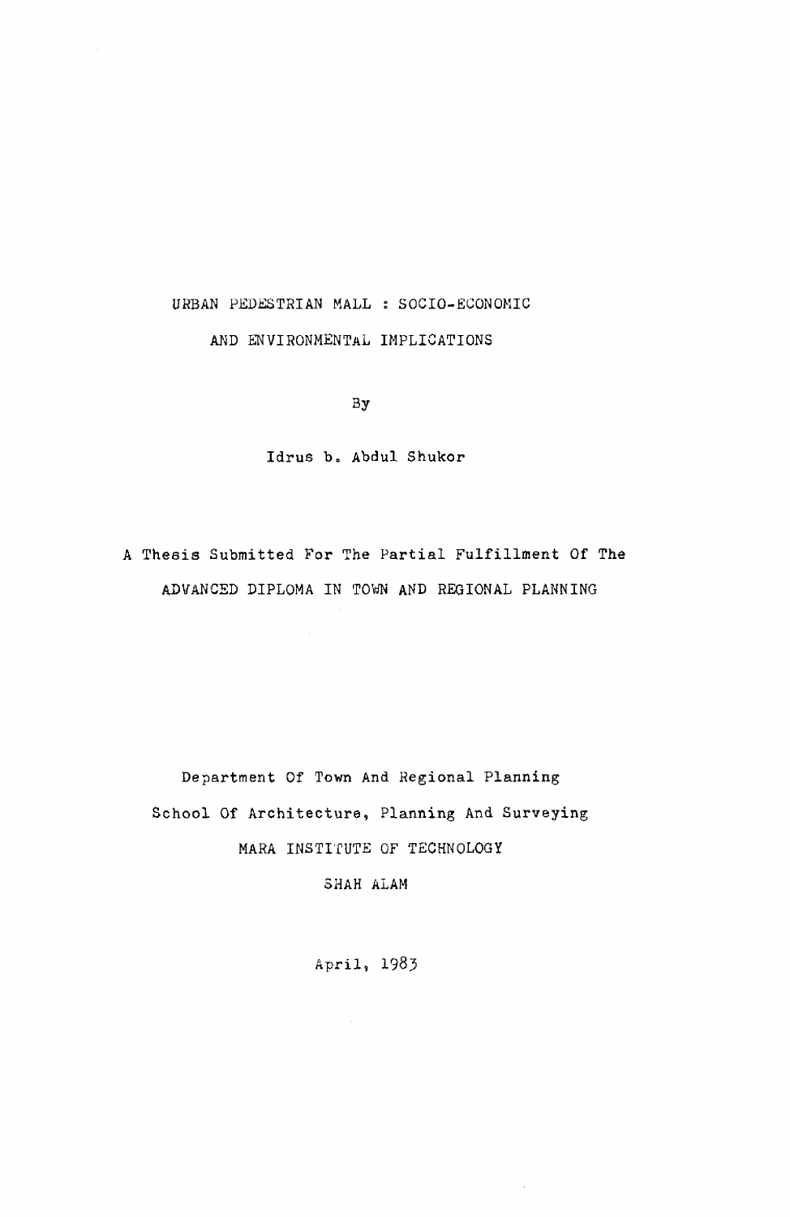# URBAN PEDESTRIAN MALL : SOCIO-ECONOMIC AND ENVIRONMENTAL IMPLICATIONS

By

Idrus b. Abdul Shukor

A Thesis Submitted For The Partial Fulfillment Of The

ADVANCED DIPLOMA IN TOWN AND REGIONAL PLANNING

Department Of Town And Regional Planning

School Of Architecture, Planning And Surveying

MARA INSTITUTE OF TECHNOLOGY

SHAH ALAM

April, 1983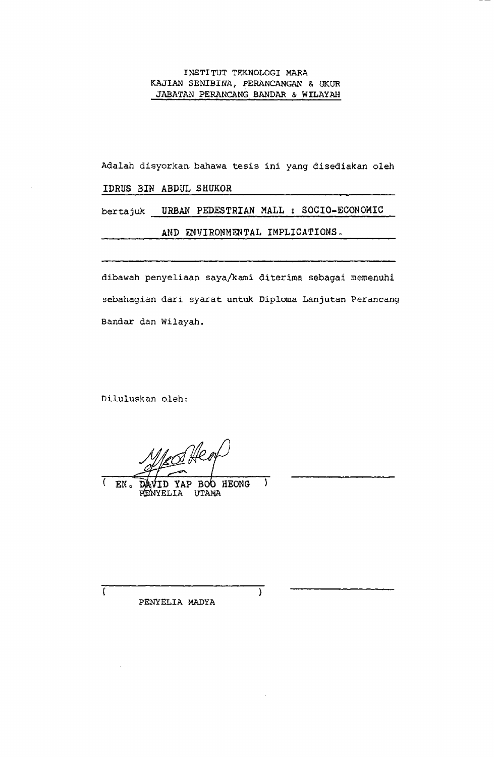INSTITUT TEKNOLOGI MARA
KAJIAN SENIBINA, PERANCANGAN & UKUR
JABATAN PERANCANG BANDAR & WILAYAH

Adalah disyorkan bahawa tesis ini yang disediakan oleh

IDRUS BIN ABDUL SHUKOR

bertajuk URBAN PEDESTRIAN MALL : SOCIO-ECONOMIC AND ENVIRONMENTAL IMPLICATIONS.

dibawah penyeliaan saya/kami diterima sebagai memenuhi sebahagian dari syarat untuk Diploma Lanjutan Perancang Bandar dan Wilayah.

Diluluskan oleh:

( EN. DAVID YAP BOO HEONG )
PENYELIA UTAMA

( )
PENYELIA MADYA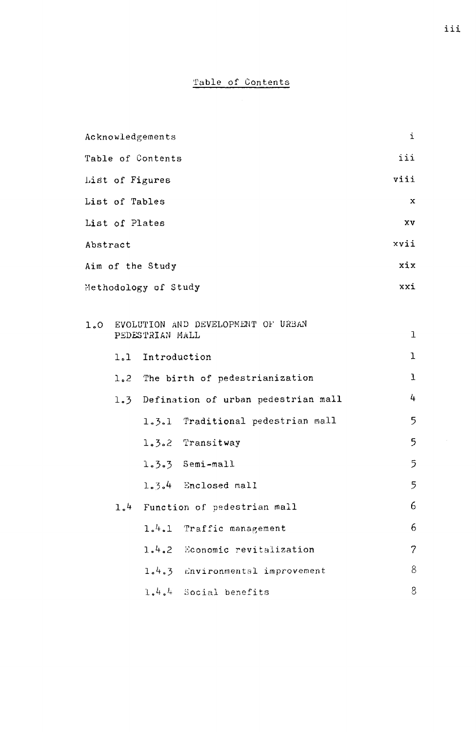# Table of Contents

| | |
|---|---|
| Acknowledgements | i |
| Table of Contents | iii |
| List of Figures | viii |
| List of Tables | x |
| List of Plates | xv |
| Abstract | xvii |
| Aim of the Study | xix |
| Methodology of Study | xxi |
| 1.0 EVOLUTION AND DEVELOPMENT OF URBAN PEDESTRIAN MALL | 1 |
| 1.1 Introduction | 1 |
| 1.2 The birth of pedestrianization | 1 |
| 1.3 Defination of urban pedestrian mall | 4 |
| 1.3.1 Traditional pedestrian mall | 5 |
| 1.3.2 Transitway | 5 |
| 1.3.3 Semi-mall | 5 |
| 1.3.4 Enclosed mall | 5 |
| 1.4 Function of pedestrian mall | 6 |
| 1.4.1 Traffic management | 6 |
| 1.4.2 Economic revitalization | 7 |
| 1.4.3 Environmental improvement | 8 |
| 1.4.4 Social benefits | 8 |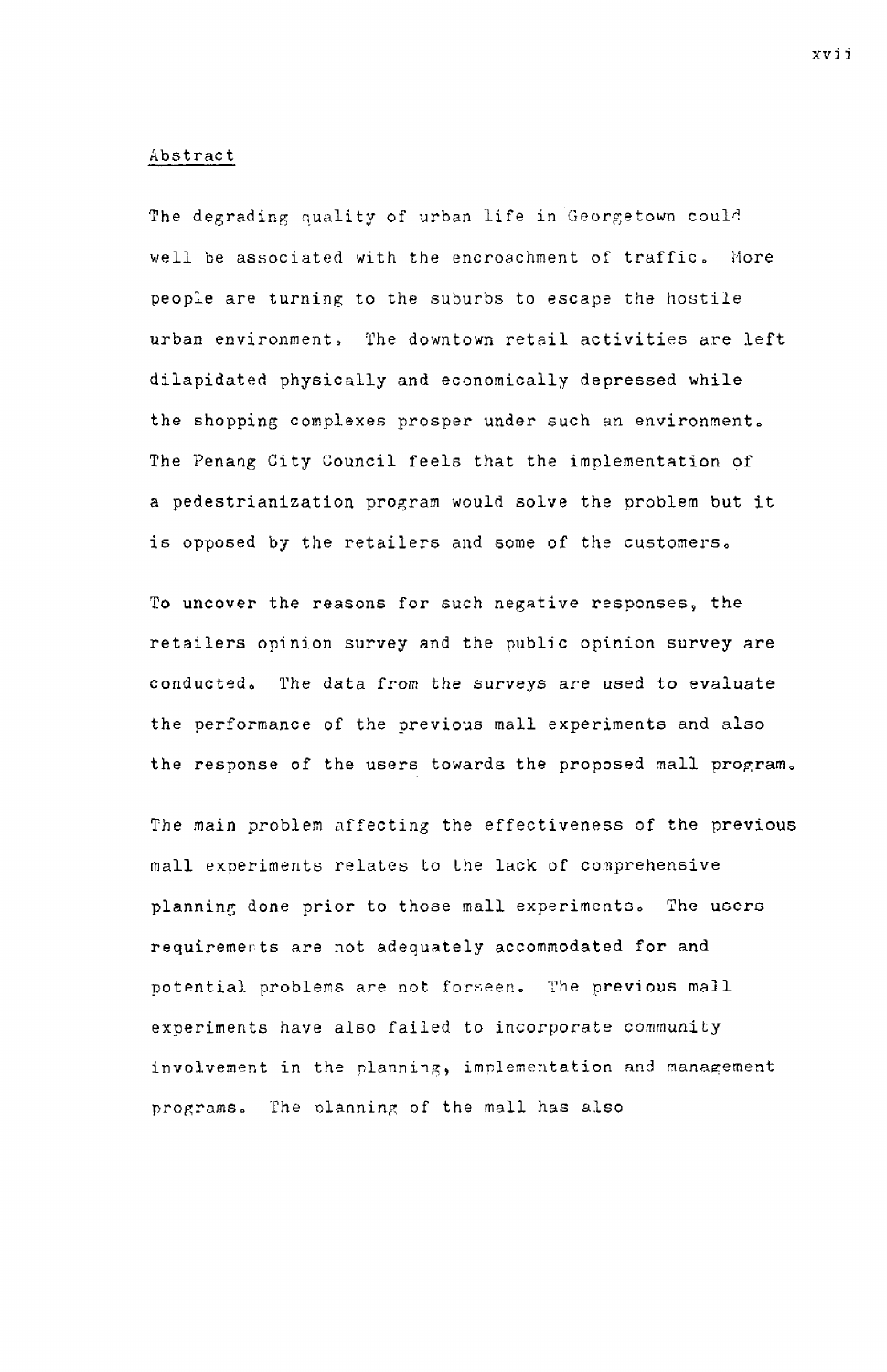## Abstract

The degrading quality of urban life in Georgetown could well be associated with the encroachment of traffic. More people are turning to the suburbs to escape the hostile urban environment. The downtown retail activities are left dilapidated physically and economically depressed while the shopping complexes prosper under such an environment. The Penang City Council feels that the implementation of a pedestrianization program would solve the problem but it is opposed by the retailers and some of the customers.

To uncover the reasons for such negative responses, the retailers opinion survey and the public opinion survey are conducted. The data from the surveys are used to evaluate the performance of the previous mall experiments and also the response of the users towards the proposed mall program.

The main problem affecting the effectiveness of the previous mall experiments relates to the lack of comprehensive planning done prior to those mall experiments. The users requirements are not adequately accommodated for and potential problems are not forseen. The previous mall experiments have also failed to incorporate community involvement in the planning, implementation and management programs. The planning of the mall has also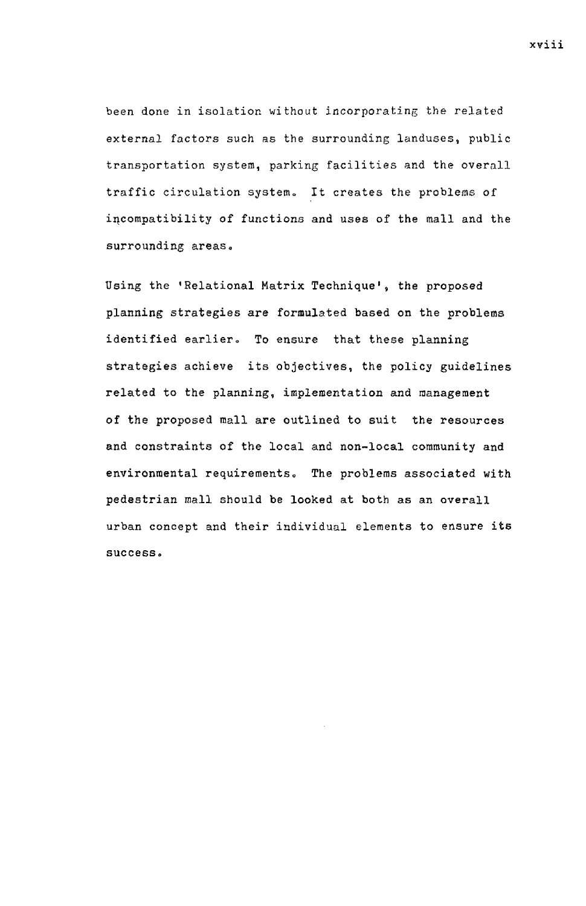been done in isolation without incorporating the related external factors such as the surrounding landuses, public transportation system, parking facilities and the overall traffic circulation system. It creates the problems of incompatibility of functions and uses of the mall and the surrounding areas.

Using the 'Relational Matrix Technique', the proposed planning strategies are formulated based on the problems identified earlier. To ensure that these planning strategies achieve its objectives, the policy guidelines related to the planning, implementation and management of the proposed mall are outlined to suit the resources and constraints of the local and non-local community and environmental requirements. The problems associated with pedestrian mall should be looked at both as an overall urban concept and their individual elements to ensure its success.